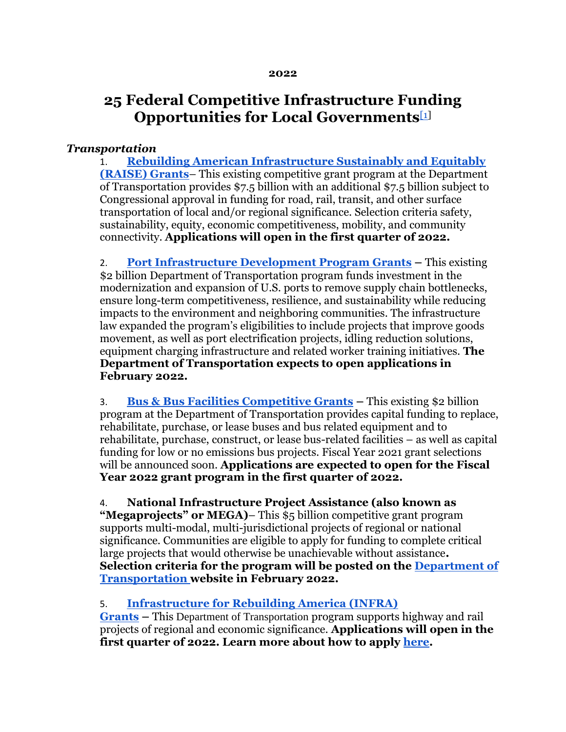**2022**

# 25 Federal Competitive Infrastructure Funding Opportunities for Local Governments[1]

### *Transportation*

1. **Rebuilding American Infrastructure Sustainably and Equitably (RAISE) Grants**– This existing competitive grant program at the Department of Transportation provides $7.5 billion with an additional $7.5 billion subject to Congressional approval in funding for road, rail, transit, and other surface transportation of local and/or regional significance. Selection criteria safety, sustainability, equity, economic competitiveness, mobility, and community connectivity. **Applications will open in the first quarter of 2022.**

2. **Port Infrastructure Development Program Grants –** This existing $2 billion Department of Transportation program funds investment in the modernization and expansion of U.S. ports to remove supply chain bottlenecks, ensure long-term competitiveness, resilience, and sustainability while reducing impacts to the environment and neighboring communities. The infrastructure law expanded the program's eligibilities to include projects that improve goods movement, as well as port electrification projects, idling reduction solutions, equipment charging infrastructure and related worker training initiatives. **The Department of Transportation expects to open applications in February 2022.**

3. **Bus & Bus Facilities Competitive Grants –** This existing $2 billion program at the Department of Transportation provides capital funding to replace, rehabilitate, purchase, or lease buses and bus related equipment and to rehabilitate, purchase, construct, or lease bus-related facilities – as well as capital funding for low or no emissions bus projects. Fiscal Year 2021 grant selections will be announced soon. **Applications are expected to open for the Fiscal Year 2022 grant program in the first quarter of 2022.**

4. **National Infrastructure Project Assistance (also known as "Megaprojects" or MEGA)**– This $5 billion competitive grant program supports multi-modal, multi-jurisdictional projects of regional or national significance. Communities are eligible to apply for funding to complete critical large projects that would otherwise be unachievable without assistance**. Selection criteria for the program will be posted on the Department of Transportation website in February 2022.**

5. **Infrastructure for Rebuilding America (INFRA) Grants –** This Department of Transportation program supports highway and rail projects of regional and economic significance. **Applications will open in the first quarter of 2022. Learn more about how to apply here.**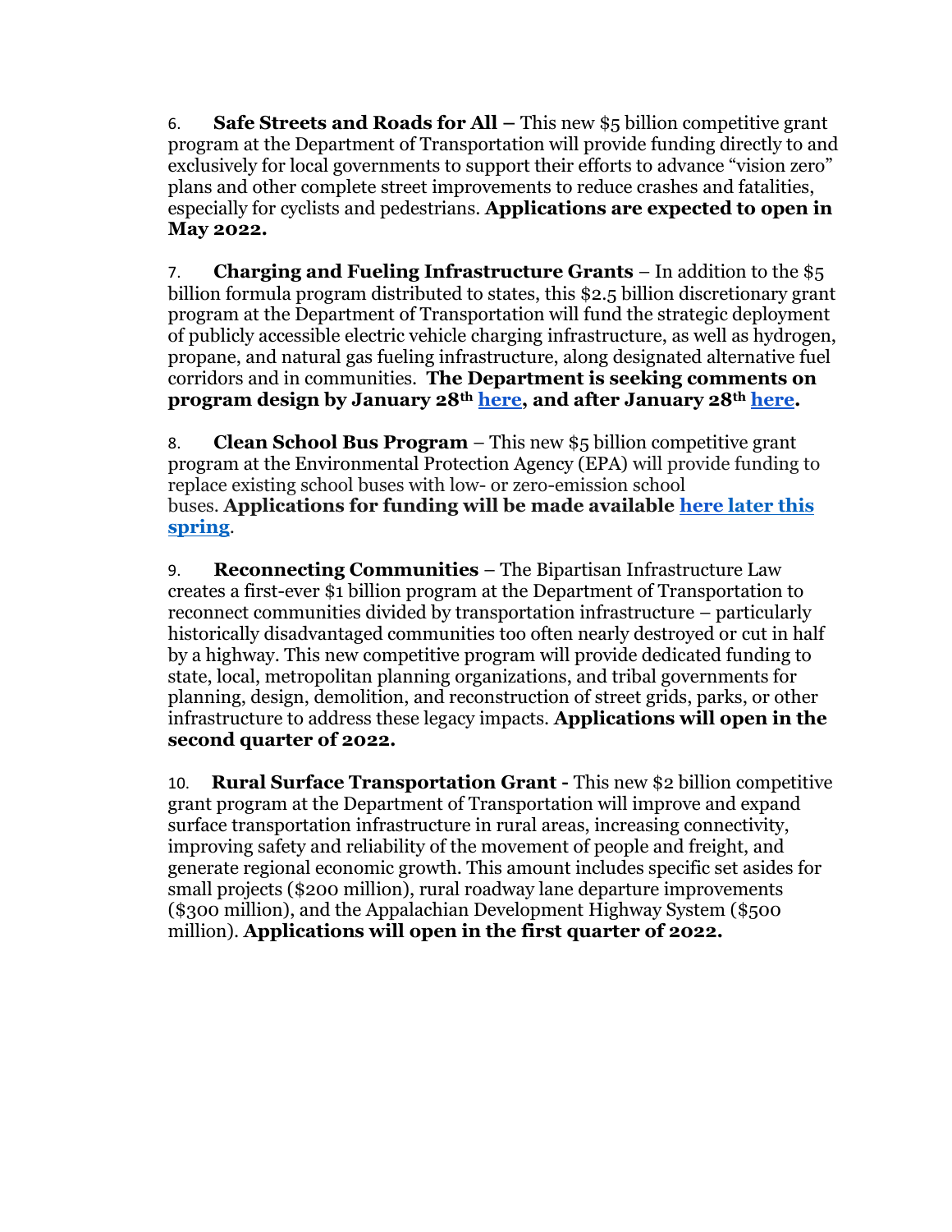6. **Safe Streets and Roads for All –** This new $5 billion competitive grant program at the Department of Transportation will provide funding directly to and exclusively for local governments to support their efforts to advance "vision zero" plans and other complete street improvements to reduce crashes and fatalities, especially for cyclists and pedestrians. **Applications are expected to open in May 2022.**

7. **Charging and Fueling Infrastructure Grants** – In addition to the $5 billion formula program distributed to states, this $2.5 billion discretionary grant program at the Department of Transportation will fund the strategic deployment of publicly accessible electric vehicle charging infrastructure, as well as hydrogen, propane, and natural gas fueling infrastructure, along designated alternative fuel corridors and in communities. **The Department is seeking comments on program design by January 28th [here](), and after January 28th [here]().**

8. **Clean School Bus Program** – This new $5 billion competitive grant program at the Environmental Protection Agency (EPA) will provide funding to replace existing school buses with low- or zero-emission school buses. **Applications for funding will be made available [here later this spring]()**.

9. **Reconnecting Communities** – The Bipartisan Infrastructure Law creates a first-ever $1 billion program at the Department of Transportation to reconnect communities divided by transportation infrastructure – particularly historically disadvantaged communities too often nearly destroyed or cut in half by a highway. This new competitive program will provide dedicated funding to state, local, metropolitan planning organizations, and tribal governments for planning, design, demolition, and reconstruction of street grids, parks, or other infrastructure to address these legacy impacts. **Applications will open in the second quarter of 2022.**

10. **Rural Surface Transportation Grant -** This new $2 billion competitive grant program at the Department of Transportation will improve and expand surface transportation infrastructure in rural areas, increasing connectivity, improving safety and reliability of the movement of people and freight, and generate regional economic growth. This amount includes specific set asides for small projects ($200 million), rural roadway lane departure improvements ($300 million), and the Appalachian Development Highway System ($500 million). **Applications will open in the first quarter of 2022.**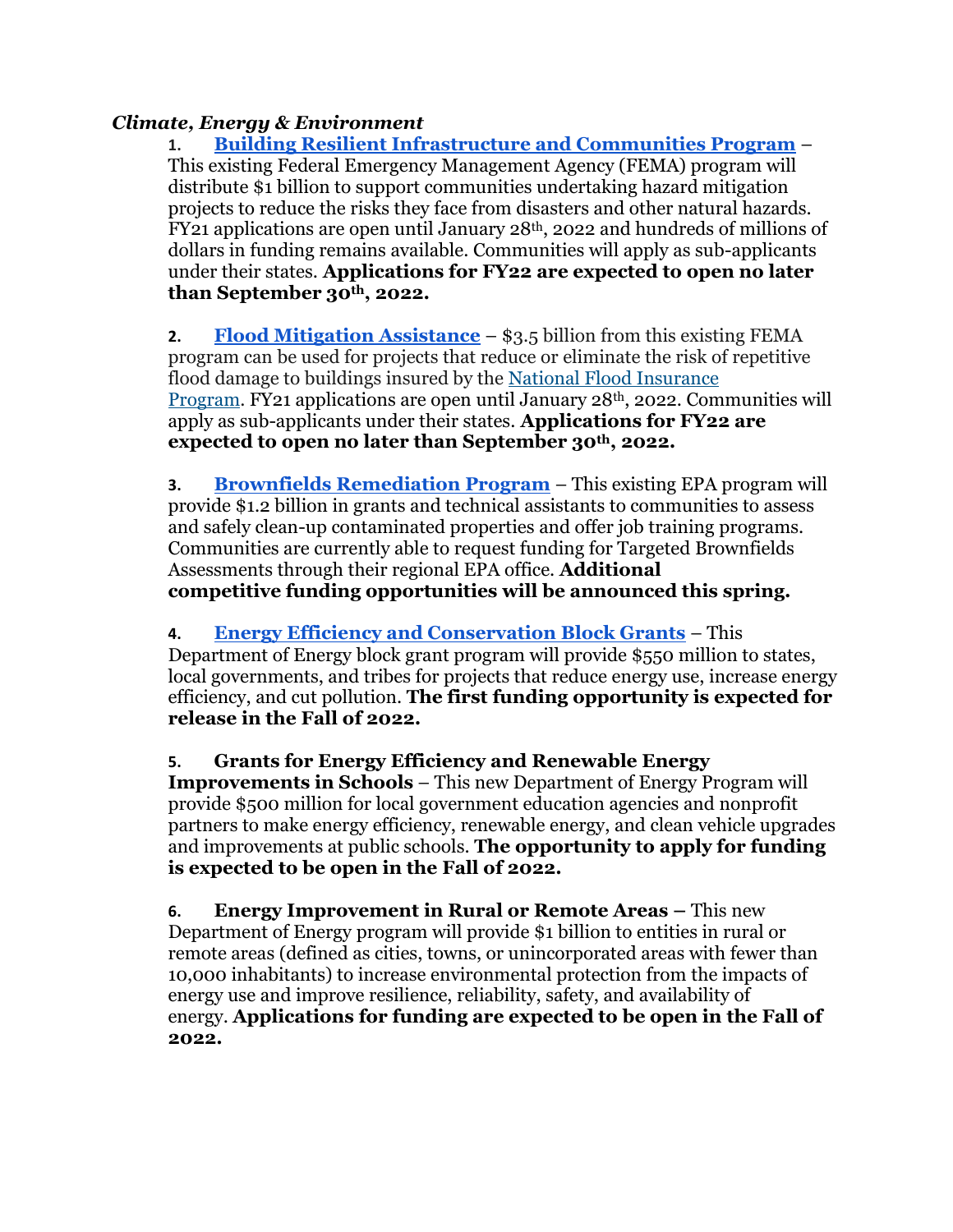***Climate, Energy & Environment***

1. **Building Resilient Infrastructure and Communities Program** – This existing Federal Emergency Management Agency (FEMA) program will distribute $1 billion to support communities undertaking hazard mitigation projects to reduce the risks they face from disasters and other natural hazards. FY21 applications are open until January 28th, 2022 and hundreds of millions of dollars in funding remains available. Communities will apply as sub-applicants under their states. **Applications for FY22 are expected to open no later than September 30th, 2022.**

2. **Flood Mitigation Assistance** – $3.5 billion from this existing FEMA program can be used for projects that reduce or eliminate the risk of repetitive flood damage to buildings insured by the National Flood Insurance Program. FY21 applications are open until January 28th, 2022. Communities will apply as sub-applicants under their states. **Applications for FY22 are expected to open no later than September 30th, 2022.**

3. **Brownfields Remediation Program** – This existing EPA program will provide $1.2 billion in grants and technical assistants to communities to assess and safely clean-up contaminated properties and offer job training programs. Communities are currently able to request funding for Targeted Brownfields Assessments through their regional EPA office. **Additional competitive funding opportunities will be announced this spring.**

4. **Energy Efficiency and Conservation Block Grants** – This Department of Energy block grant program will provide $550 million to states, local governments, and tribes for projects that reduce energy use, increase energy efficiency, and cut pollution. **The first funding opportunity is expected for release in the Fall of 2022.**

5. **Grants for Energy Efficiency and Renewable Energy Improvements in Schools** – This new Department of Energy Program will provide $500 million for local government education agencies and nonprofit partners to make energy efficiency, renewable energy, and clean vehicle upgrades and improvements at public schools. **The opportunity to apply for funding is expected to be open in the Fall of 2022.**

6. **Energy Improvement in Rural or Remote Areas –** This new Department of Energy program will provide $1 billion to entities in rural or remote areas (defined as cities, towns, or unincorporated areas with fewer than 10,000 inhabitants) to increase environmental protection from the impacts of energy use and improve resilience, reliability, safety, and availability of energy. **Applications for funding are expected to be open in the Fall of 2022.**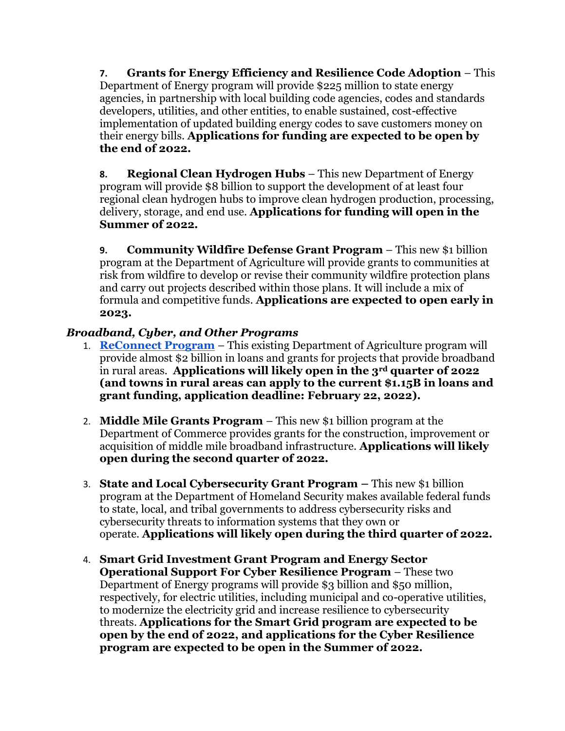7. **Grants for Energy Efficiency and Resilience Code Adoption** – This Department of Energy program will provide $225 million to state energy agencies, in partnership with local building code agencies, codes and standards developers, utilities, and other entities, to enable sustained, cost-effective implementation of updated building energy codes to save customers money on their energy bills. **Applications for funding are expected to be open by the end of 2022.**

8. **Regional Clean Hydrogen Hubs** – This new Department of Energy program will provide $8 billion to support the development of at least four regional clean hydrogen hubs to improve clean hydrogen production, processing, delivery, storage, and end use. **Applications for funding will open in the Summer of 2022.**

9. **Community Wildfire Defense Grant Program** – This new $1 billion program at the Department of Agriculture will provide grants to communities at risk from wildfire to develop or revise their community wildfire protection plans and carry out projects described within those plans. It will include a mix of formula and competitive funds. **Applications are expected to open early in 2023.**

***Broadband, Cyber, and Other Programs***

1. **ReConnect Program** – This existing Department of Agriculture program will provide almost $2 billion in loans and grants for projects that provide broadband in rural areas. **Applications will likely open in the 3rd quarter of 2022 (and towns in rural areas can apply to the current $1.15B in loans and grant funding, application deadline: February 22, 2022).**

2. **Middle Mile Grants Program** – This new $1 billion program at the Department of Commerce provides grants for the construction, improvement or acquisition of middle mile broadband infrastructure. **Applications will likely open during the second quarter of 2022.**

3. **State and Local Cybersecurity Grant Program** – This new $1 billion program at the Department of Homeland Security makes available federal funds to state, local, and tribal governments to address cybersecurity risks and cybersecurity threats to information systems that they own or operate. **Applications will likely open during the third quarter of 2022.**

4. **Smart Grid Investment Grant Program and Energy Sector Operational Support For Cyber Resilience Program** – These two Department of Energy programs will provide $3 billion and $50 million, respectively, for electric utilities, including municipal and co-operative utilities, to modernize the electricity grid and increase resilience to cybersecurity threats. **Applications for the Smart Grid program are expected to be open by the end of 2022, and applications for the Cyber Resilience program are expected to be open in the Summer of 2022.**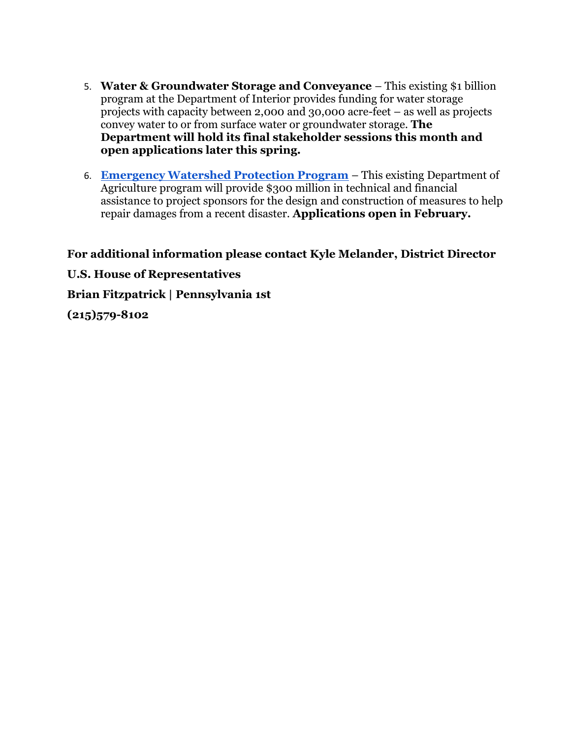5. **Water & Groundwater Storage and Conveyance** – This existing $1 billion program at the Department of Interior provides funding for water storage projects with capacity between 2,000 and 30,000 acre-feet – as well as projects convey water to or from surface water or groundwater storage. **The Department will hold its final stakeholder sessions this month and open applications later this spring.**

6. **Emergency Watershed Protection Program** – This existing Department of Agriculture program will provide $300 million in technical and financial assistance to project sponsors for the design and construction of measures to help repair damages from a recent disaster. **Applications open in February.**

**For additional information please contact Kyle Melander, District Director**

**U.S. House of Representatives**

**Brian Fitzpatrick | Pennsylvania 1st**

**(215)579-8102**